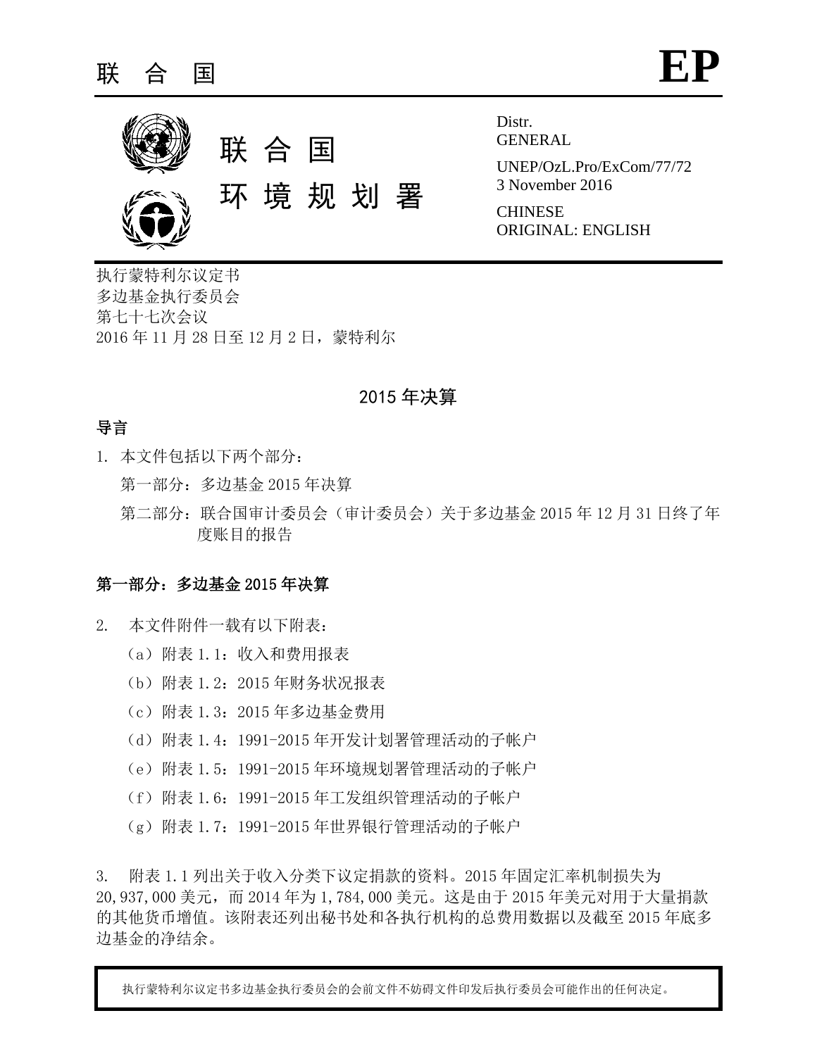联 合 国 **EP**

联 合 国

环 境 规 划 署

Distr.
GENERAL

UNEP/OzL.Pro/ExCom/77/72
3 November 2016

CHINESE
ORIGINAL: ENGLISH

执行蒙特利尔议定书
多边基金执行委员会
第七十七次会议
2016 年 11 月 28 日至 12 月 2 日，蒙特利尔

# 2015 年决算

## 导言

1. 本文件包括以下两个部分：

   第一部分：多边基金 2015 年决算

   第二部分：联合国审计委员会（审计委员会）关于多边基金 2015 年 12 月 31 日终了年度账目的报告

## 第一部分：多边基金 2015 年决算

2. 本文件附件一载有以下附表：

   （a）附表 1.1：收入和费用报表

   （b）附表 1.2：2015 年财务状况报表

   （c）附表 1.3：2015 年多边基金费用

   （d）附表 1.4：1991-2015 年开发计划署管理活动的子帐户

   （e）附表 1.5：1991-2015 年环境规划署管理活动的子帐户

   （f）附表 1.6：1991-2015 年工发组织管理活动的子帐户

   （g）附表 1.7：1991-2015 年世界银行管理活动的子帐户

3. 附表 1.1 列出关于收入分类下议定捐款的资料。2015 年固定汇率机制损失为 20,937,000 美元，而 2014 年为 1,784,000 美元。这是由于 2015 年美元对用于大量捐款的其他货币增值。该附表还列出秘书处和各执行机构的总费用数据以及截至 2015 年底多边基金的净结余。

执行蒙特利尔议定书多边基金执行委员会的会前文件不妨碍文件印发后执行委员会可能作出的任何决定。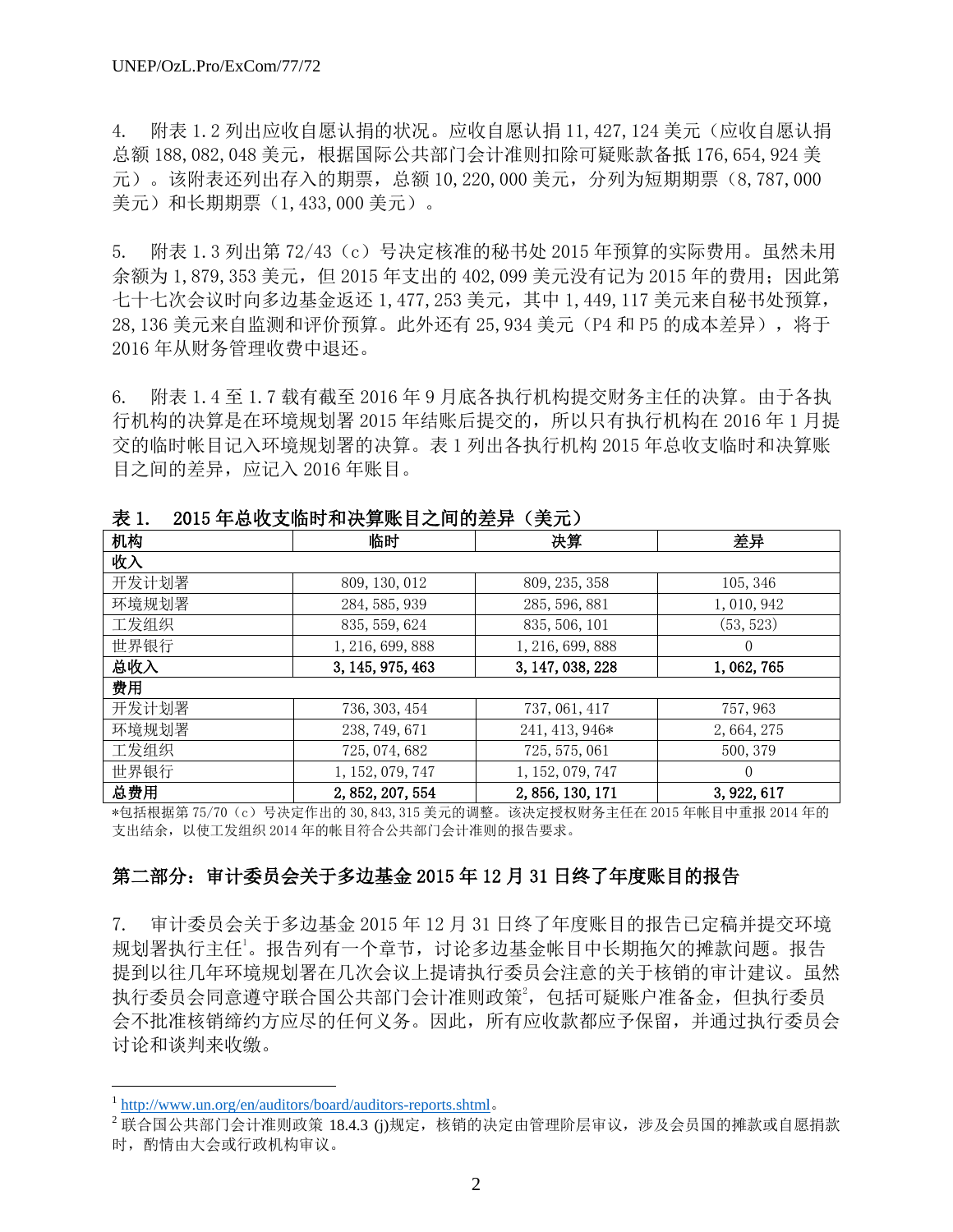4. 附表 1.2 列出应收自愿认捐的状况。应收自愿认捐 11,427,124 美元（应收自愿认捐总额 188,082,048 美元，根据国际公共部门会计准则扣除可疑账款备抵 176,654,924 美元）。该附表还列出存入的期票，总额 10,220,000 美元，分列为短期期票（8,787,000 美元）和长期期票（1,433,000 美元）。

5. 附表 1.3 列出第 72/43（c）号决定核准的秘书处 2015 年预算的实际费用。虽然未用余额为 1,879,353 美元，但 2015 年支出的 402,099 美元没有记为 2015 年的费用；因此第七十七次会议时向多边基金返还 1,477,253 美元，其中 1,449,117 美元来自秘书处预算，28,136 美元来自监测和评价预算。此外还有 25,934 美元（P4 和 P5 的成本差异），将于 2016 年从财务管理收费中退还。

6. 附表 1.4 至 1.7 载有截至 2016 年 9 月底各执行机构提交财务主任的决算。由于各执行机构的决算是在环境规划署 2015 年结账后提交的，所以只有执行机构在 2016 年 1 月提交的临时帐目记入环境规划署的决算。表 1 列出各执行机构 2015 年总收支临时和决算账目之间的差异，应记入 2016 年账目。

**表 1. 2015 年总收支临时和决算账目之间的差异（美元）**

| 机构 | 临时 | 决算 | 差异 |
|---|---|---|---|
| **收入** | | | |
| 开发计划署 | 809,130,012 | 809,235,358 | 105,346 |
| 环境规划署 | 284,585,939 | 285,596,881 | 1,010,942 |
| 工发组织 | 835,559,624 | 835,506,101 | (53,523) |
| 世界银行 | 1,216,699,888 | 1,216,699,888 | 0 |
| **总收入** | **3,145,975,463** | **3,147,038,228** | **1,062,765** |
| **费用** | | | |
| 开发计划署 | 736,303,454 | 737,061,417 | 757,963 |
| 环境规划署 | 238,749,671 | 241,413,946* | 2,664,275 |
| 工发组织 | 725,074,682 | 725,575,061 | 500,379 |
| 世界银行 | 1,152,079,747 | 1,152,079,747 | 0 |
| **总费用** | **2,852,207,554** | **2,856,130,171** | **3,922,617** |

*包括根据第 75/70（c）号决定作出的 30,843,315 美元的调整。该决定授权财务主任在 2015 年帐目中重报 2014 年的支出结余，以使工发组织 2014 年的帐目符合公共部门会计准则的报告要求。

## 第二部分：审计委员会关于多边基金 2015 年 12 月 31 日终了年度账目的报告

7. 审计委员会关于多边基金 2015 年 12 月 31 日终了年度账目的报告已定稿并提交环境规划署执行主任[1]。报告列有一个章节，讨论多边基金帐目中长期拖欠的摊款问题。报告提到以往几年环境规划署在几次会议上提请执行委员会注意的关于核销的审计建议。虽然执行委员会同意遵守联合国公共部门会计准则政策[2]，包括可疑账户准备金，但执行委员会不批准核销缔约方应尽的任何义务。因此，所有应收款都应予保留，并通过执行委员会讨论和谈判来收缴。

---

[1] http://www.un.org/en/auditors/board/auditors-reports.shtml。

[2] 联合国公共部门会计准则政策 18.4.3 (j)规定，核销的决定由管理阶层审议，涉及会员国的摊款或自愿捐款时，酌情由大会或行政机构审议。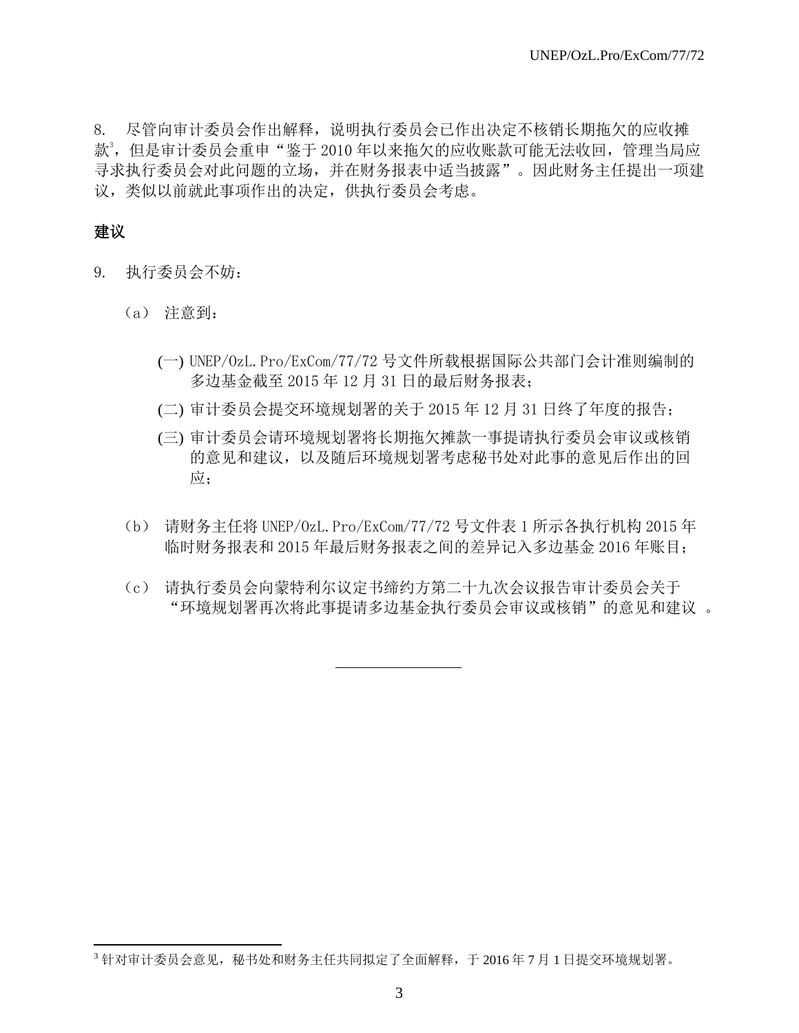8. 尽管向审计委员会作出解释，说明执行委员会已作出决定不核销长期拖欠的应收摊款[3]，但是审计委员会重申“鉴于 2010 年以来拖欠的应收账款可能无法收回，管理当局应寻求执行委员会对此问题的立场，并在财务报表中适当披露”。因此财务主任提出一项建议，类似以前就此事项作出的决定，供执行委员会考虑。

## 建议

9. 执行委员会不妨：

（a） 注意到：

(一) UNEP/OzL.Pro/ExCom/77/72 号文件所载根据国际公共部门会计准则编制的多边基金截至 2015 年 12 月 31 日的最后财务报表；

(二) 审计委员会提交环境规划署的关于 2015 年 12 月 31 日终了年度的报告；

(三) 审计委员会请环境规划署将长期拖欠摊款一事提请执行委员会审议或核销的意见和建议，以及随后环境规划署考虑秘书处对此事的意见后作出的回应；

（b） 请财务主任将 UNEP/OzL.Pro/ExCom/77/72 号文件表 1 所示各执行机构 2015 年临时财务报表和 2015 年最后财务报表之间的差异记入多边基金 2016 年账目；

（c） 请执行委员会向蒙特利尔议定书缔约方第二十九次会议报告审计委员会关于“环境规划署再次将此事提请多边基金执行委员会审议或核销”的意见和建议 。

---

[3] 针对审计委员会意见，秘书处和财务主任共同拟定了全面解释，于 2016 年 7 月 1 日提交环境规划署。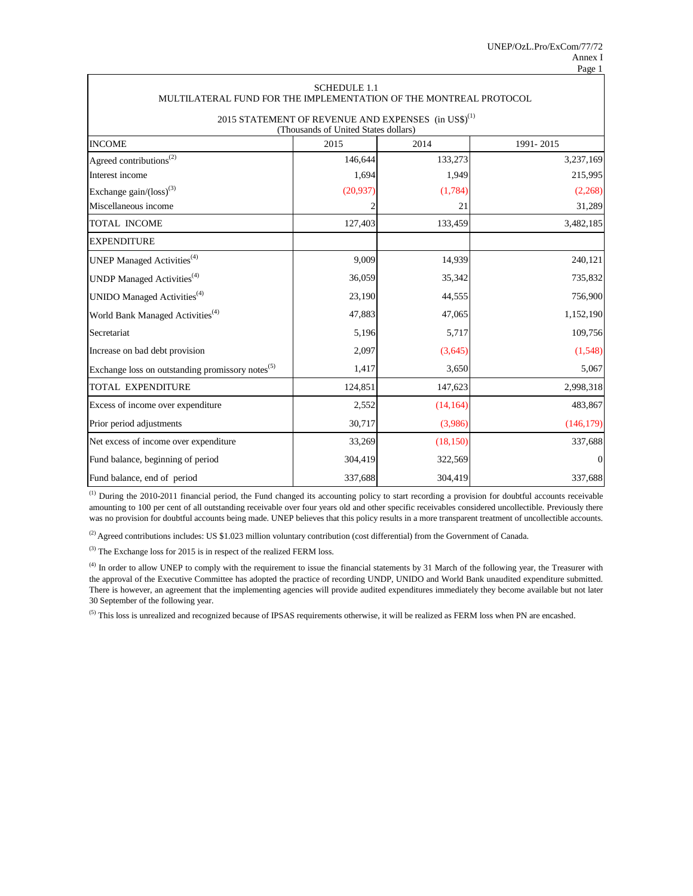SCHEDULE 1.1
MULTILATERAL FUND FOR THE IMPLEMENTATION OF THE MONTREAL PROTOCOL

2015 STATEMENT OF REVENUE AND EXPENSES (in US$)[1]
(Thousands of United States dollars)

| INCOME | 2015 | 2014 | 1991- 2015 |
|---|---|---|---|
| Agreed contributions[2] | 146,644 | 133,273 | 3,237,169 |
| Interest income | 1,694 | 1,949 | 215,995 |
| Exchange gain/(loss)[3] | (20,937) | (1,784) | (2,268) |
| Miscellaneous income | 2 | 21 | 31,289 |
| TOTAL INCOME | 127,403 | 133,459 | 3,482,185 |
| EXPENDITURE | | | |
| UNEP Managed Activities[4] | 9,009 | 14,939 | 240,121 |
| UNDP Managed Activities[4] | 36,059 | 35,342 | 735,832 |
| UNIDO Managed Activities[4] | 23,190 | 44,555 | 756,900 |
| World Bank Managed Activities[4] | 47,883 | 47,065 | 1,152,190 |
| Secretariat | 5,196 | 5,717 | 109,756 |
| Increase on bad debt provision | 2,097 | (3,645) | (1,548) |
| Exchange loss on outstanding promissory notes[5] | 1,417 | 3,650 | 5,067 |
| TOTAL EXPENDITURE | 124,851 | 147,623 | 2,998,318 |
| Excess of income over expenditure | 2,552 | (14,164) | 483,867 |
| Prior period adjustments | 30,717 | (3,986) | (146,179) |
| Net excess of income over expenditure | 33,269 | (18,150) | 337,688 |
| Fund balance, beginning of period | 304,419 | 322,569 | 0 |
| Fund balance, end of period | 337,688 | 304,419 | 337,688 |

[1] During the 2010-2011 financial period, the Fund changed its accounting policy to start recording a provision for doubtful accounts receivable amounting to 100 per cent of all outstanding receivable over four years old and other specific receivables considered uncollectible. Previously there was no provision for doubtful accounts being made. UNEP believes that this policy results in a more transparent treatment of uncollectible accounts.

[2] Agreed contributions includes: US $1.023 million voluntary contribution (cost differential) from the Government of Canada.

[3] The Exchange loss for 2015 is in respect of the realized FERM loss.

[4] In order to allow UNEP to comply with the requirement to issue the financial statements by 31 March of the following year, the Treasurer with the approval of the Executive Committee has adopted the practice of recording UNDP, UNIDO and World Bank unaudited expenditure submitted. There is however, an agreement that the implementing agencies will provide audited expenditures immediately they become available but not later 30 September of the following year.

[5] This loss is unrealized and recognized because of IPSAS requirements otherwise, it will be realized as FERM loss when PN are encashed.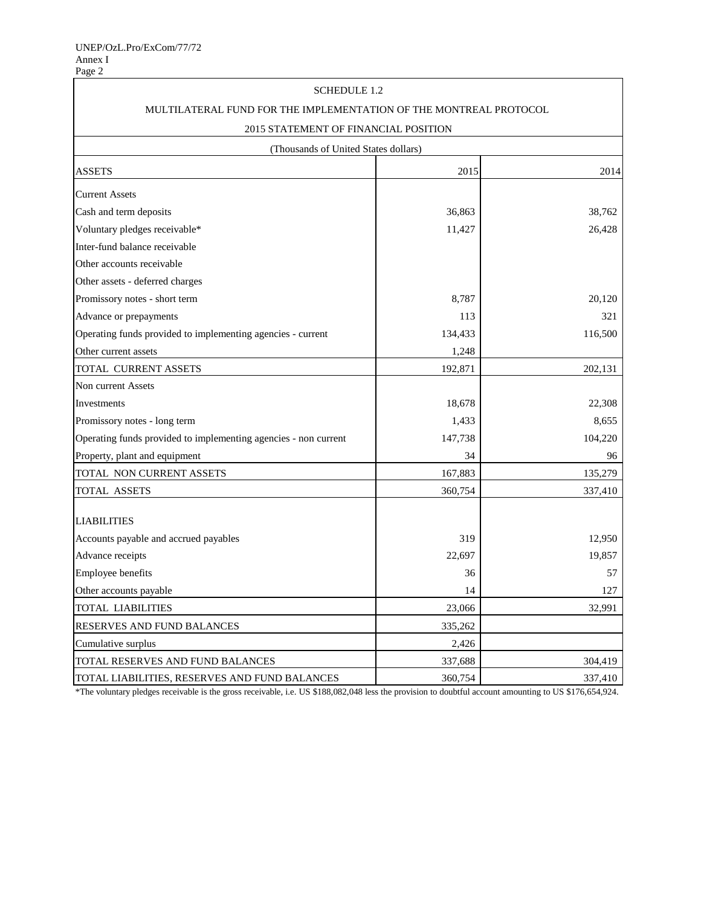SCHEDULE 1.2

MULTILATERAL FUND FOR THE IMPLEMENTATION OF THE MONTREAL PROTOCOL

2015 STATEMENT OF FINANCIAL POSITION

(Thousands of United States dollars)

| ASSETS | 2015 | 2014 |
|---|---|---|
| Current Assets | | |
| Cash and term deposits | 36,863 | 38,762 |
| Voluntary pledges receivable* | 11,427 | 26,428 |
| Inter-fund balance receivable | | |
| Other accounts receivable | | |
| Other assets - deferred charges | | |
| Promissory notes - short term | 8,787 | 20,120 |
| Advance or prepayments | 113 | 321 |
| Operating funds provided to implementing agencies - current | 134,433 | 116,500 |
| Other current assets | 1,248 | |
| TOTAL CURRENT ASSETS | 192,871 | 202,131 |
| Non current Assets | | |
| Investments | 18,678 | 22,308 |
| Promissory notes - long term | 1,433 | 8,655 |
| Operating funds provided to implementing agencies - non current | 147,738 | 104,220 |
| Property, plant and equipment | 34 | 96 |
| TOTAL NON CURRENT ASSETS | 167,883 | 135,279 |
| TOTAL ASSETS | 360,754 | 337,410 |
| LIABILITIES | | |
| Accounts payable and accrued payables | 319 | 12,950 |
| Advance receipts | 22,697 | 19,857 |
| Employee benefits | 36 | 57 |
| Other accounts payable | 14 | 127 |
| TOTAL LIABILITIES | 23,066 | 32,991 |
| RESERVES AND FUND BALANCES | 335,262 | |
| Cumulative surplus | 2,426 | |
| TOTAL RESERVES AND FUND BALANCES | 337,688 | 304,419 |
| TOTAL LIABILITIES, RESERVES AND FUND BALANCES | 360,754 | 337,410 |

*The voluntary pledges receivable is the gross receivable, i.e. US $188,082,048 less the provision to doubtful account amounting to US $176,654,924.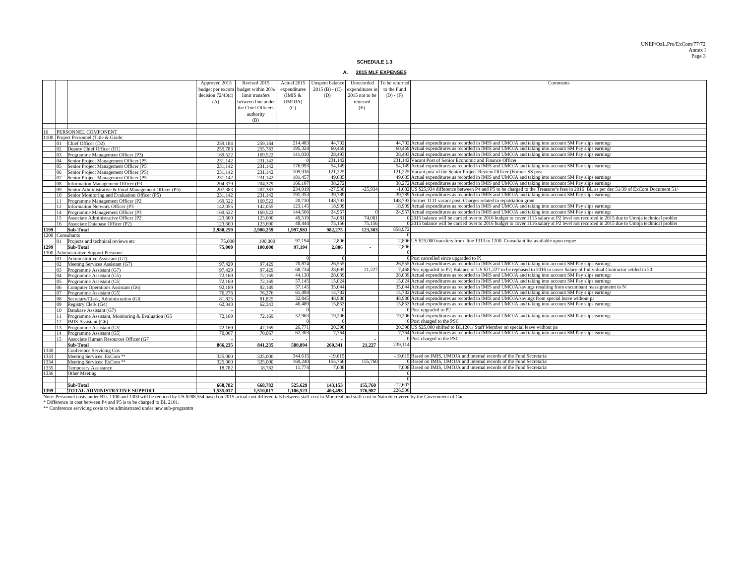**SCHEDULE 1.3**

**A. 2015 MLF EXPENSES**

| | | | Approved 2015 budget per excom decision 72/43(c) (A) | Revised 2015 budget within 20% limit transfers between line under the Chief Officer's authority (B) | Actual 2015 expenditures (IMIS & UMOJA) (C) | Unspent balance 2015 (B) - (C) (D) | Unrecorded expenditures in 2015 not to be returned (E) | To be returned to the Fund (D) - (F) | Comments |
|---|---|---|---|---|---|---|---|---|---|
| 10 | | PERSONNEL COMPONENT | | | | | | | |
| 1100 | | Project Personnel (Title & Grade) | | | | | | | |
| | 01 | Chief Officer (D2) | 259,184 | 259,184 | 214,483 | 44,702 | | 44,702 | Actual expenditures as recorded in IMIS and UMOJA and taking into account SM Pay slips earnings |
| | 02 | Deputy Chief Officer (D1) | 255,783 | 255,783 | 195,324 | 60,459 | | 60,459 | Actual expenditures as recorded in IMIS and UMOJA and taking into account SM Pay slips earnings |
| | 03 | Programme Management Officer (P3) | 169,522 | 169,522 | 141,030 | 28,493 | | 28,493 | Actual expenditures as recorded in IMIS and UMOJA and taking into account SM Pay slips earnings |
| | 04 | Senior Project Management Officer (P5) | 231,142 | 231,142 | 0 | 231,142 | | 231,142 | Vacant Post of Senior Economic and Finance Officer |
| | 05 | Senior Project Management Officer (P5) | 231,142 | 231,142 | 176,993 | 54,149 | | 54,149 | Actual expenditures as recorded in IMIS and UMOJA and taking into account SM Pay slips earnings |
| | 06 | Senior Project Management Officer (P5) | 231,142 | 231,142 | 109,916 | 121,225 | | 121,225 | Vacant post of the Senior Project Review Officer (Former SS post) |
| | 07 | Senior Project Management Officer (P5) | 231,142 | 231,142 | 181,457 | 49,685 | | 49,685 | Actual expenditures as recorded in IMIS and UMOJA and taking into account SM Pay slips earnings |
| | 08 | Information Management Officer (P3) | 204,379 | 204,379 | 166,107 | 38,272 | | 38,272 | Actual expenditures as recorded in IMIS and UMOJA and taking into account SM Pay slips earnings |
| | 09 | Senior Administrative & Fund Management Officer (P5) | 207,383 | 207,383 | 234,919 | -27,536 | -25,934 | -1,602 | US $25,934 difference between P4 and P5 to be charged to the Treasurer's fees in 2016 BL as per dec 51/39 of ExCom Document 51/ |
| | 10 | Senior Monitoring and Evaluation Officer (P5) | 231,142 | 231,142 | 191,353 | 39,789 | | 39,789 | Actual expenditures as recorded in IMIS and UMOJA and taking into account SM Pay slips earnings |
| | 11 | Programme Management Officer (P2) | 169,522 | 169,522 | 20,730 | 148,793 | | 148,793 | Former 1111 vacant post. Charges related to repatriation grant |
| | 12 | Information Network Officer (P3) | 142,055 | 142,055 | 123,145 | 18,909 | | 18,909 | Actual expenditures as recorded in IMIS and UMOJA and taking into account SM Pay slips earnings |
| | 14 | Programme Management Officer (P3) | 169,522 | 169,522 | 144,566 | 24,957 | 0 | 24,957 | Actual expenditures as recorded in IMIS and UMOJA and taking into account SM Pay slips earnings |
| | 15 | Associate Administrative Officer (P2) | 123,600 | 123,600 | 49,519 | 74,081 | 74,081 | 0 | 2015 balance will be carried over to 2016 budget to cover 1115 salary at P2 level not recorded in 2015 due to Umoja technical problem |
| | 16 | Associate Database Officer (P2) | 123,600 | 123,600 | 48,444 | 75,156 | 75,156 | 0 | 2015 balance will be carried over to 2016 budget to cover 1116 salary at P2 level not recorded in 2015 due to Umoja technical problem |
| **1199** | | **Sub-Total** | **2,980,259** | **2,980,259** | **1,997,983** | **982,275** | **123,303** | 858,972 | |
| 1200 | | Consultants | | | | | | 0 | |
| | 01 | Projects and technical reviews etc | 75,000 | 100,000 | 97,194 | 2,806 | | 2,806 | US $25,000 transfers from line 1313 to 1200. Consultant list available upon request |
| **1299** | | **Sub-Total** | **75,000** | **100,000** | **97,194** | **2,806** | **-** | 2,806 | |
| 1300 | | Administrative Support Personnel | | | | | | 0 | |
| | 01 | Administrative Assistant (G7) | - | - | 0 | 0 | | 0 | Post cancelled since upgraded to P2 |
| | 02 | Meeting Services Assistant (G7) | 97,429 | 97,429 | 70,874 | 26,555 | | 26,555 | Actual expenditures as recorded in IMIS and UMOJA and taking into account SM Pay slips earnings |
| | 03 | Programme Assistant (G7) | 97,429 | 97,429 | 68,734 | 28,695 | 21,227 | 7,468 | Post upgraded to P2; Balance of US $21,227 to be rephased to 2016 to cover Salary of Individual Contractor settled in 20 |
| | 04 | Programme Assistant (G5) | 72,169 | 72,169 | 44,130 | 28,039 | | 28,039 | Actual expenditures as recorded in IMIS and UMOJA and taking into account SM Pay slips earnings |
| | 05 | Programme Assistant (G5) | 72,169 | 72,169 | 57,145 | 15,024 | | 15,024 | Actual expenditures as recorded in IMIS and UMOJA and taking into account SM Pay slips earnings |
| | 06 | Computer Operations Assistant (G6) | 92,189 | 92,189 | 57,145 | 35,044 | | 35,044 | Actual expenditures as recorded in IMIS and UMOJA/savings resulting from encumbant reassignment to N |
| | 07 | Programme Assistant (G5) | 76,276 | 76,276 | 61,494 | 14,782 | | 14,782 | Actual expenditures as recorded in IMIS and UMOJA and taking into account SM Pay slips earnings |
| | 08 | Secretary/Clerk, Administration (G6) | 81,825 | 81,825 | 32,845 | 48,980 | | 48,980 | Actual expenditures as recorded in IMIS and UMOJA/savings from special leave without pay |
| | 09 | Registry Clerk (G4) | 62,343 | 62,343 | 46,489 | 15,853 | | 15,853 | Actual expenditures as recorded in IMIS and UMOJA and taking into account SM Pay slips earnings |
| | 10 | Database Assistant (G7) | - | - | 0 | 0 | | 0 | Post upgraded to P2 |
| | 11 | Programme Assistant, Monitoring & Evaluation (G5) | 72,169 | 72,169 | 52,963 | 19,206 | | 19,206 | Actual expenditures as recorded in IMIS and UMOJA and taking into account SM Pay slips earnings |
| | 12 | IMIS Assistant (G6) | - | - | 0 | 0 | | 0 | Post charged to the PSC |
| | 13 | Programme Assistant (G5) | 72,169 | 47,169 | 26,771 | 20,398 | | 20,398 | US $25,000 shifted to BL1201/ Staff Member on special leave without pay |
| | 14 | Programme Assistant (G5) | 70,067 | 70,067 | 62,303 | 7,764 | | 7,764 | Actual expenditures as recorded in IMIS and UMOJA and taking into account SM Pay slips earnings |
| | 15 | Associate Human Resources Officer (G7) | - | - | - | - | - | 0 | Post charged to the PSC |
| | | **Sub-Total** | **866,235** | **841,235** | **580,894** | **260,341** | **21,227** | 239,114 | |
| 1330 | | Conference Servicing Costs | | | | | | | |
| 1333 | | Meeting Services: ExCom ** | 325,000 | 325,000 | 344,615 | -19,615 | | -19,615 | Based on IMIS, UMOJA and internal records of the Fund Secretariat |
| 1334 | | Meeting Services: ExCom ** | 325,000 | 325,000 | 169,240 | 155,760 | 155,760 | 0 | Based on IMIS, UMOJA and internal records of the Fund Secretariat |
| 1335 | | Temporary Assistance | 18,782 | 18,782 | 11,774 | 7,008 | | 7,008 | Based on IMIS, UMOJA and internal records of the Fund Secretariat |
| 1336 | | Other Meeting | | | | | | 0 | |
| | | | | | | | | 0 | |
| | | **Sub-Total** | **668,782** | **668,782** | **525,629** | **143,153** | **155,760** | -12,607 | |
| **1399** | | **TOTAL ADMINISTRATIVE SUPPORT** | **1,535,017** | **1,510,017** | **1,106,523** | **403,493** | **176,987** | 226,506 | |

Note: Personnel costs under BLs 1100 and 1300 will be reduced by US $288,554 based on 2015 actual cost differentials between staff cost in Montreal and staff cost in Nairobi covered by the Government of Canada

\* Difference in cost between P4 and P5 is to be charged to BL 2101.

\*\* Conference servicing costs to be adminstrated under new sub-programme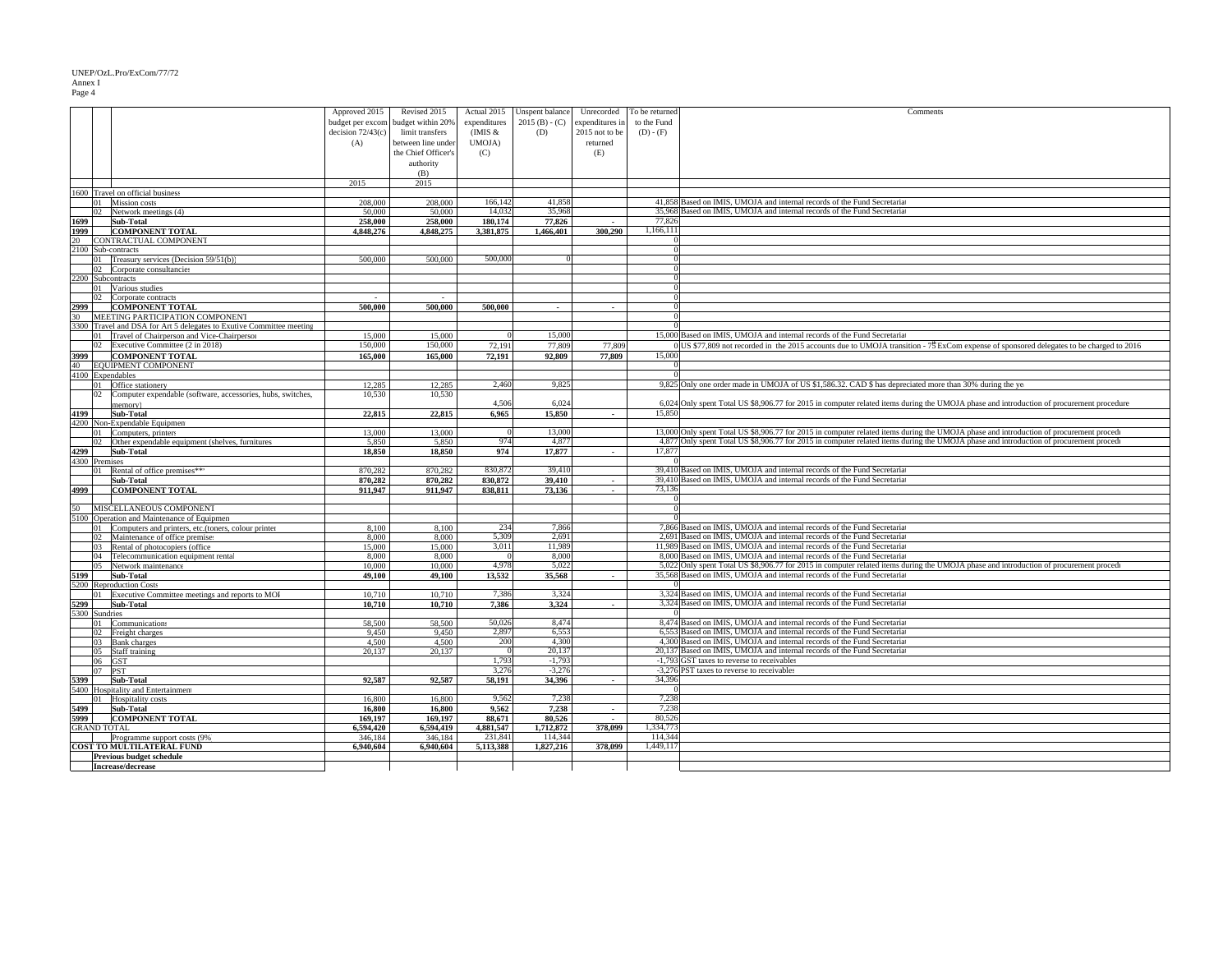| | | | Approved 2015 budget per excom decision 72/43(c) (A) | Revised 2015 budget within 20% limit transfers between line under the Chief Officer's authority (B) | Actual 2015 expenditures (IMIS & UMOJA) (C) | Unspent balance 2015 (B) - (C) (D) | Unrecorded expenditures in 2015 not to be returned (E) | To be returned to the Fund (D) - (F) | Comments |
|---|---|---|---|---|---|---|---|---|---|
| | | | 2015 | 2015 | | | | | |
| 1600 | | Travel on official business | | | | | | | |
| | 01 | Mission costs | 208,000 | 208,000 | 166,142 | 41,858 | | 41,858 | Based on IMIS, UMOJA and internal records of the Fund Secretariat |
| | 02 | Network meetings (4) | 50,000 | 50,000 | 14,032 | 35,968 | | 35,968 | Based on IMIS, UMOJA and internal records of the Fund Secretariat |
| 1699 | | **Sub-Total** | **258,000** | **258,000** | **180,174** | **77,826** | **-** | 77,826 | |
| 1999 | | **COMPONENT TOTAL** | **4,848,276** | **4,848,275** | **3,381,875** | **1,466,401** | **300,290** | 1,166,111 | |
| 20 | | CONTRACTUAL COMPONENT | | | | | | 0 | |
| 2100 | | Sub-contracts | | | | | | 0 | |
| | 01 | Treasury services (Decision 59/51(b)) | 500,000 | 500,000 | 500,000 | 0 | | 0 | |
| | 02 | Corporate consultancies | | | | | | 0 | |
| 2200 | | Subcontracts | | | | | | 0 | |
| | 01 | Various studies | | | | | | 0 | |
| | 02 | Corporate contracts | - | - | | | | 0 | |
| 2999 | | **COMPONENT TOTAL** | **500,000** | **500,000** | **500,000** | **-** | **-** | 0 | |
| 30 | | MEETING PARTICIPATION COMPONENT | | | | | | 0 | |
| 3300 | | Travel and DSA for Art 5 delegates to Exutive Committee meeting | | | | | | 0 | |
| | 01 | Travel of Chairperson and Vice-Chairperson | 15,000 | 15,000 | 0 | 15,000 | | 15,000 | Based on IMIS, UMOJA and internal records of the Fund Secretariat |
| | 02 | Executive Committee (2 in 2018) | 150,000 | 150,000 | 72,191 | 77,809 | 77,809 | 0 | US $77,809 not recorded in the 2015 accounts due to UMOJA transition - 75 ExCom expense of sponsored delegates to be charged to 2016 |
| 3999 | | **COMPONENT TOTAL** | **165,000** | **165,000** | **72,191** | **92,809** | **77,809** | 15,000 | |
| 40 | | EQUIPMENT COMPONENT | | | | | | 0 | |
| 4100 | | Expendables | | | | | | 0 | |
| | 01 | Office stationery | 12,285 | 12,285 | 2,460 | 9,825 | | 9,825 | Only one order made in UMOJA of US $1,586.32. CAD $ has depreciated more than 30% during the year |
| | 02 | Computer expendable (software, accessories, hubs, switches, memory) | 10,530 | 10,530 | 4,506 | 6,024 | | 6,024 | Only spent Total US $8,906.77 for 2015 in computer related items during the UMOJA phase and introduction of procurement procedure |
| 4199 | | **Sub-Total** | **22,815** | **22,815** | **6,965** | **15,850** | **-** | 15,850 | |
| 4200 | | Non-Expendable Equipment | | | | | | | |
| | 01 | Computers, printers | 13,000 | 13,000 | 0 | 13,000 | | 13,000 | Only spent Total US $8,906.77 for 2015 in computer related items during the UMOJA phase and introduction of procurement procedure |
| | 02 | Other expendable equipment (shelves, furnitures) | 5,850 | 5,850 | 974 | 4,877 | | 4,877 | Only spent Total US $8,906.77 for 2015 in computer related items during the UMOJA phase and introduction of procurement procedure |
| 4299 | | **Sub-Total** | **18,850** | **18,850** | **974** | **17,877** | **-** | 17,877 | |
| 4300 | | Premises | | | | | | 0 | |
| | 01 | Rental of office premises*** | 870,282 | 870,282 | 830,872 | 39,410 | | 39,410 | Based on IMIS, UMOJA and internal records of the Fund Secretariat |
| | | **Sub-Total** | **870,282** | **870,282** | **830,872** | **39,410** | **-** | 39,410 | Based on IMIS, UMOJA and internal records of the Fund Secretariat |
| 4999 | | **COMPONENT TOTAL** | **911,947** | **911,947** | **838,811** | **73,136** | **-** | 73,136 | |
| | | | | | | | | 0 | |
| 50 | | MISCELLANEOUS COMPONENT | | | | | | 0 | |
| 5100 | | Operation and Maintenance of Equipment | | | | | | 0 | |
| | 01 | Computers and printers, etc.(toners, colour printer) | 8,100 | 8,100 | 234 | 7,866 | | 7,866 | Based on IMIS, UMOJA and internal records of the Fund Secretariat |
| | 02 | Maintenance of office premises | 8,000 | 8,000 | 5,309 | 2,691 | | 2,691 | Based on IMIS, UMOJA and internal records of the Fund Secretariat |
| | 03 | Rental of photocopiers (office) | 15,000 | 15,000 | 3,011 | 11,989 | | 11,989 | Based on IMIS, UMOJA and internal records of the Fund Secretariat |
| | 04 | Telecommunication equipment rental | 8,000 | 8,000 | 0 | 8,000 | | 8,000 | Based on IMIS, UMOJA and internal records of the Fund Secretariat |
| | 05 | Network maintenance | 10,000 | 10,000 | 4,978 | 5,022 | | 5,022 | Only spent Total US $8,906.77 for 2015 in computer related items during the UMOJA phase and introduction of procurement procedure |
| 5199 | | **Sub-Total** | **49,100** | **49,100** | **13,532** | **35,568** | **-** | 35,568 | Based on IMIS, UMOJA and internal records of the Fund Secretariat |
| 5200 | | Reproduction Costs | | | | | | | |
| | 01 | Executive Committee meetings and reports to MOP | 10,710 | 10,710 | 7,386 | 3,324 | | 3,324 | Based on IMIS, UMOJA and internal records of the Fund Secretariat |
| 5299 | | **Sub-Total** | **10,710** | **10,710** | **7,386** | **3,324** | **-** | 3,324 | Based on IMIS, UMOJA and internal records of the Fund Secretariat |
| 5300 | | Sundries | | | | | | 0 | |
| | 01 | Communications | 58,500 | 58,500 | 50,026 | 8,474 | | 8,474 | Based on IMIS, UMOJA and internal records of the Fund Secretariat |
| | 02 | Freight charges | 9,450 | 9,450 | 2,897 | 6,553 | | 6,553 | Based on IMIS, UMOJA and internal records of the Fund Secretariat |
| | 03 | Bank charges | 4,500 | 4,500 | 200 | 4,300 | | 4,300 | Based on IMIS, UMOJA and internal records of the Fund Secretariat |
| | 05 | Staff training | 20,137 | 20,137 | 0 | 20,137 | | 20,137 | Based on IMIS, UMOJA and internal records of the Fund Secretariat |
| | 06 | GST | | | 1,793 | -1,793 | | -1,793 | GST taxes to reverse to receivables |
| | 07 | PST | | | 3,276 | -3,276 | | -3,276 | PST taxes to reverse to receivables |
| 5399 | | **Sub-Total** | **92,587** | **92,587** | **58,191** | **34,396** | **-** | 34,396 | |
| 5400 | | Hospitality and Entertainment | | | | | | 0 | |
| | 01 | Hospitality costs | 16,800 | 16,800 | 9,562 | 7,238 | | 7,238 | |
| 5499 | | **Sub-Total** | **16,800** | **16,800** | **9,562** | **7,238** | **-** | 7,238 | |
| 5999 | | **COMPONENT TOTAL** | **169,197** | **169,197** | **88,671** | **80,526** | **-** | 80,526 | |
| GRAND TOTAL | | | **6,594,420** | **6,594,419** | **4,881,547** | **1,712,872** | **378,099** | 1,334,773 | |
| | | Programme support costs (9% | 346,184 | 346,184 | 231,841 | 114,344 | | 114,344 | |
| | | **COST TO MULTILATERAL FUND** | **6,940,604** | **6,940,604** | **5,113,388** | **1,827,216** | **378,099** | 1,449,117 | |
| | | **Previous budget schedule** | | | | | | | |
| | | **Increase/decrease** | | | | | | | |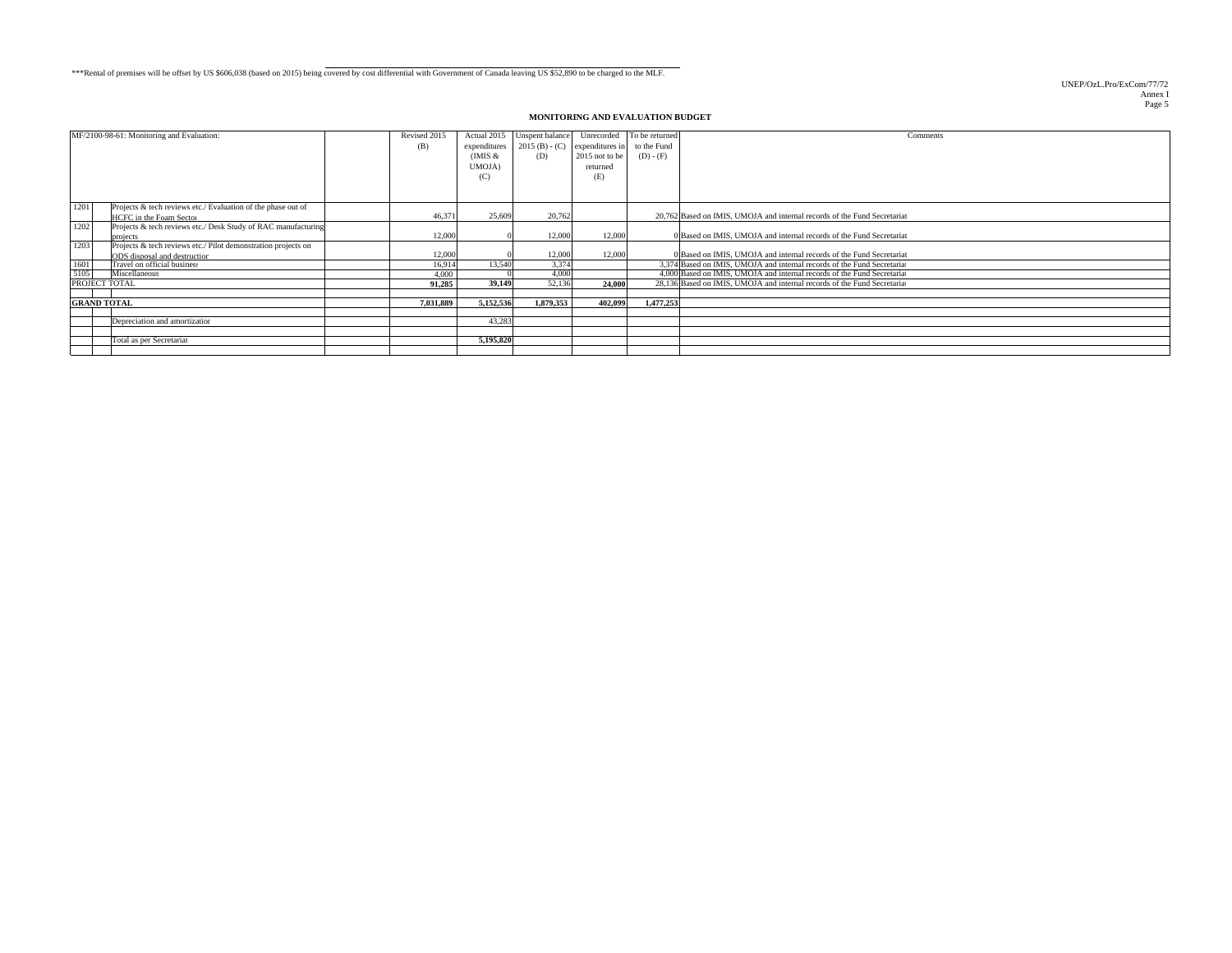***Rental of premises will be offset by US $606,038 (based on 2015) being covered by cost differential with Government of Canada leaving US $52,890 to be charged to the MLF.

**MONITORING AND EVALUATION BUDGET**

| MF/2100-98-61: Monitoring and Evaluation: | | | Revised 2015 (B) | Actual 2015 expenditures (IMIS & UMOJA) (C) | Unspent balance 2015 (B) - (C) (D) | Unrecorded expenditures in 2015 not to be returned (E) | To be returned to the Fund (D) - (F) | Comments |
|---|---|---|---|---|---|---|---|---|
| 1201 | Projects & tech reviews etc./ Evaluation of the phase out of HCFC in the Foam Sector | | 46,371 | 25,609 | 20,762 | | 20,762 | Based on IMIS, UMOJA and internal records of the Fund Secretariat |
| 1202 | Projects & tech reviews etc./ Desk Study of RAC manufacturing projects | | 12,000 | 0 | 12,000 | 12,000 | 0 | Based on IMIS, UMOJA and internal records of the Fund Secretariat |
| 1203 | Projects & tech reviews etc./ Pilot demonstration projects on ODS disposal and destruction | | 12,000 | 0 | 12,000 | 12,000 | 0 | Based on IMIS, UMOJA and internal records of the Fund Secretariat |
| 1601 | Travel on official business | | 16,914 | 13,540 | 3,374 | | 3,374 | Based on IMIS, UMOJA and internal records of the Fund Secretariat |
| 5105 | Miscellaneous | | 4,000 | 0 | 4,000 | | 4,000 | Based on IMIS, UMOJA and internal records of the Fund Secretariat |
| PROJECT TOTAL | | | **91,285** | **39,149** | 52,136 | **24,000** | 28,136 | Based on IMIS, UMOJA and internal records of the Fund Secretariat |
| | | | | | | | | |
| **GRAND TOTAL** | | | **7,031,889** | **5,152,536** | **1,879,353** | **402,099** | **1,477,253** | |
| | | | | | | | | |
| | Depreciation and amortization | | | 43,283 | | | | |
| | | | | | | | | |
| | Total as per Secretariat | | | **5,195,820** | | | | |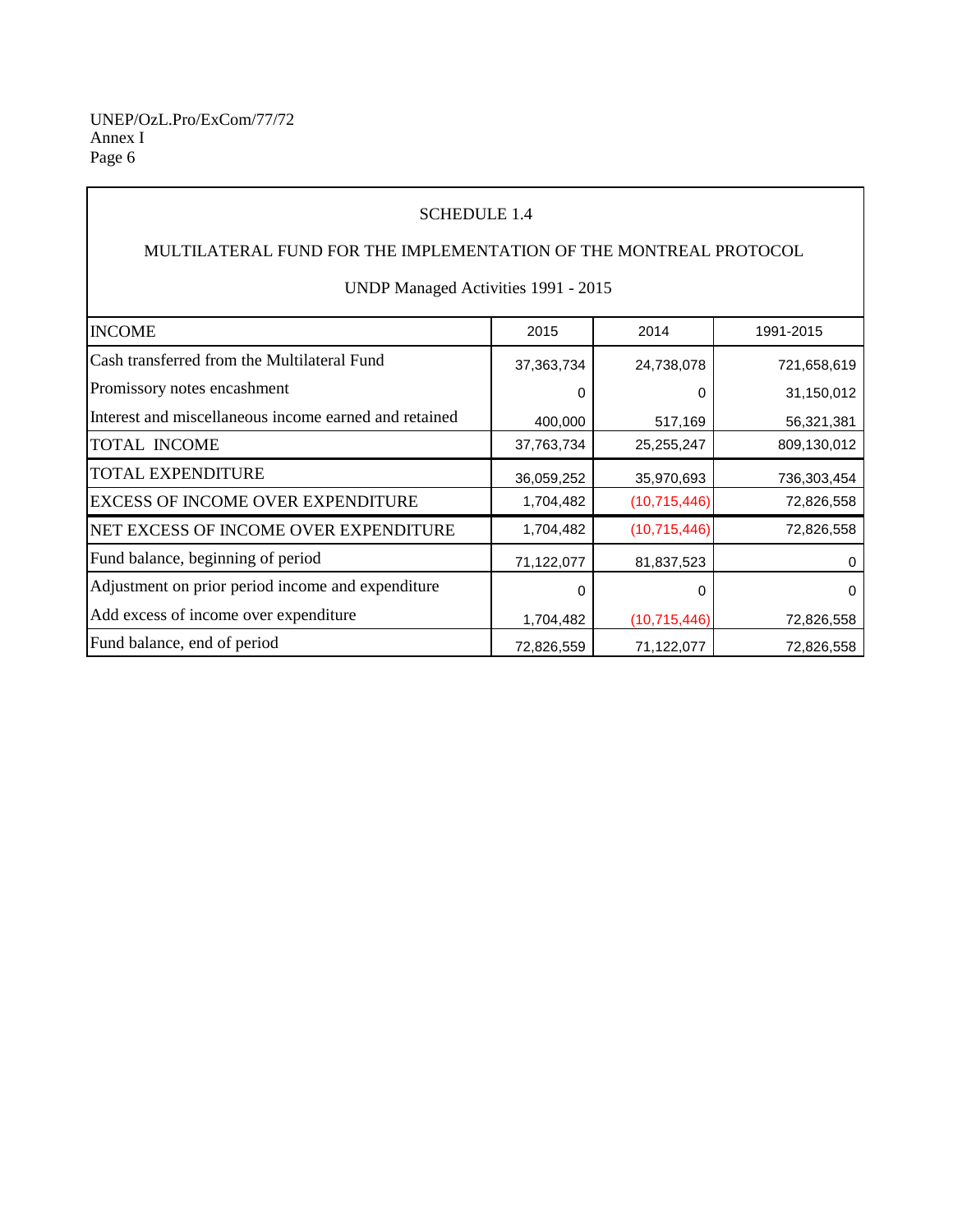SCHEDULE 1.4

MULTILATERAL FUND FOR THE IMPLEMENTATION OF THE MONTREAL PROTOCOL

UNDP Managed Activities 1991 - 2015

| INCOME | 2015 | 2014 | 1991-2015 |
|---|---|---|---|
| Cash transferred from the Multilateral Fund | 37,363,734 | 24,738,078 | 721,658,619 |
| Promissory notes encashment | 0 | 0 | 31,150,012 |
| Interest and miscellaneous income earned and retained | 400,000 | 517,169 | 56,321,381 |
| TOTAL INCOME | 37,763,734 | 25,255,247 | 809,130,012 |
| TOTAL EXPENDITURE | 36,059,252 | 35,970,693 | 736,303,454 |
| EXCESS OF INCOME OVER EXPENDITURE | 1,704,482 | (10,715,446) | 72,826,558 |
| NET EXCESS OF INCOME OVER EXPENDITURE | 1,704,482 | (10,715,446) | 72,826,558 |
| Fund balance, beginning of period | 71,122,077 | 81,837,523 | 0 |
| Adjustment on prior period income and expenditure | 0 | 0 | 0 |
| Add excess of income over expenditure | 1,704,482 | (10,715,446) | 72,826,558 |
| Fund balance, end of period | 72,826,559 | 71,122,077 | 72,826,558 |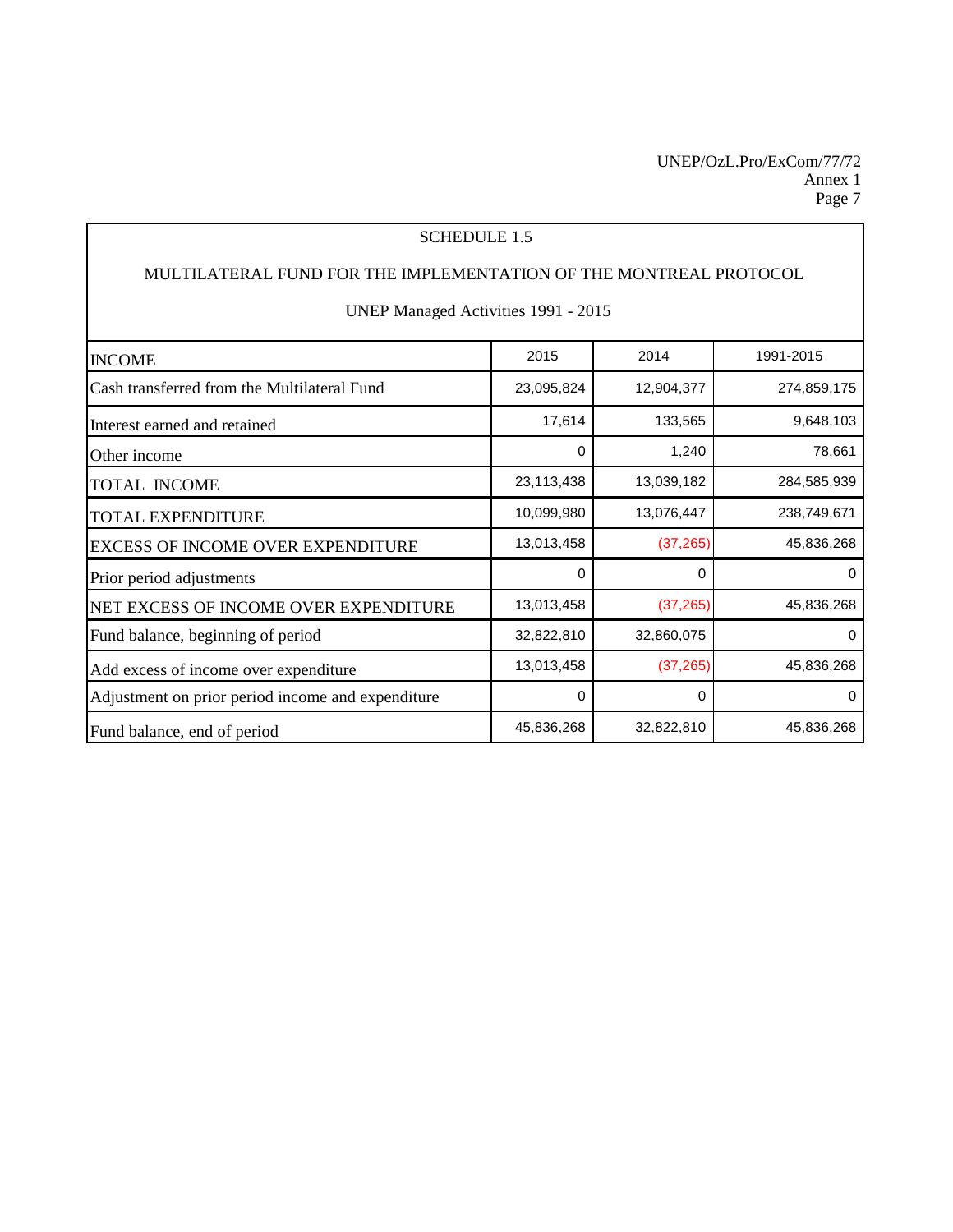SCHEDULE 1.5

MULTILATERAL FUND FOR THE IMPLEMENTATION OF THE MONTREAL PROTOCOL

UNEP Managed Activities 1991 - 2015

| INCOME | 2015 | 2014 | 1991-2015 |
|---|---|---|---|
| Cash transferred from the Multilateral Fund | 23,095,824 | 12,904,377 | 274,859,175 |
| Interest earned and retained | 17,614 | 133,565 | 9,648,103 |
| Other income | 0 | 1,240 | 78,661 |
| TOTAL INCOME | 23,113,438 | 13,039,182 | 284,585,939 |
| TOTAL EXPENDITURE | 10,099,980 | 13,076,447 | 238,749,671 |
| EXCESS OF INCOME OVER EXPENDITURE | 13,013,458 | (37,265) | 45,836,268 |
| Prior period adjustments | 0 | 0 | 0 |
| NET EXCESS OF INCOME OVER EXPENDITURE | 13,013,458 | (37,265) | 45,836,268 |
| Fund balance, beginning of period | 32,822,810 | 32,860,075 | 0 |
| Add excess of income over expenditure | 13,013,458 | (37,265) | 45,836,268 |
| Adjustment on prior period income and expenditure | 0 | 0 | 0 |
| Fund balance, end of period | 45,836,268 | 32,822,810 | 45,836,268 |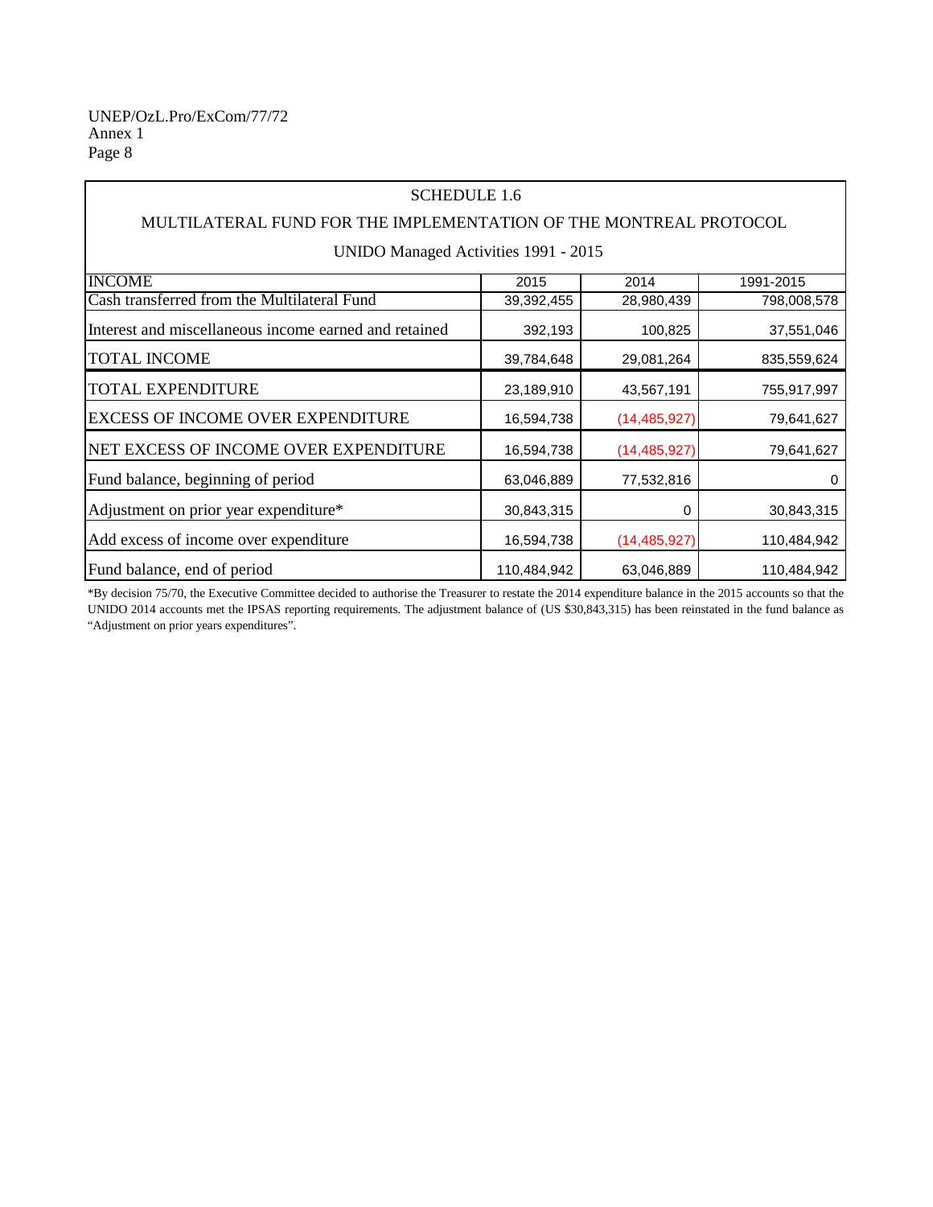SCHEDULE 1.6

MULTILATERAL FUND FOR THE IMPLEMENTATION OF THE MONTREAL PROTOCOL

UNIDO Managed Activities 1991 - 2015

| INCOME | 2015 | 2014 | 1991-2015 |
|---|---|---|---|
| Cash transferred from the Multilateral Fund | 39,392,455 | 28,980,439 | 798,008,578 |
| Interest and miscellaneous income earned and retained | 392,193 | 100,825 | 37,551,046 |
| TOTAL INCOME | 39,784,648 | 29,081,264 | 835,559,624 |
| TOTAL EXPENDITURE | 23,189,910 | 43,567,191 | 755,917,997 |
| EXCESS OF INCOME OVER EXPENDITURE | 16,594,738 | (14,485,927) | 79,641,627 |
| NET EXCESS OF INCOME OVER EXPENDITURE | 16,594,738 | (14,485,927) | 79,641,627 |
| Fund balance, beginning of period | 63,046,889 | 77,532,816 | 0 |
| Adjustment on prior year expenditure* | 30,843,315 | 0 | 30,843,315 |
| Add excess of income over expenditure | 16,594,738 | (14,485,927) | 110,484,942 |
| Fund balance, end of period | 110,484,942 | 63,046,889 | 110,484,942 |

*By decision 75/70, the Executive Committee decided to authorise the Treasurer to restate the 2014 expenditure balance in the 2015 accounts so that the UNIDO 2014 accounts met the IPSAS reporting requirements. The adjustment balance of (US $30,843,315) has been reinstated in the fund balance as "Adjustment on prior years expenditures".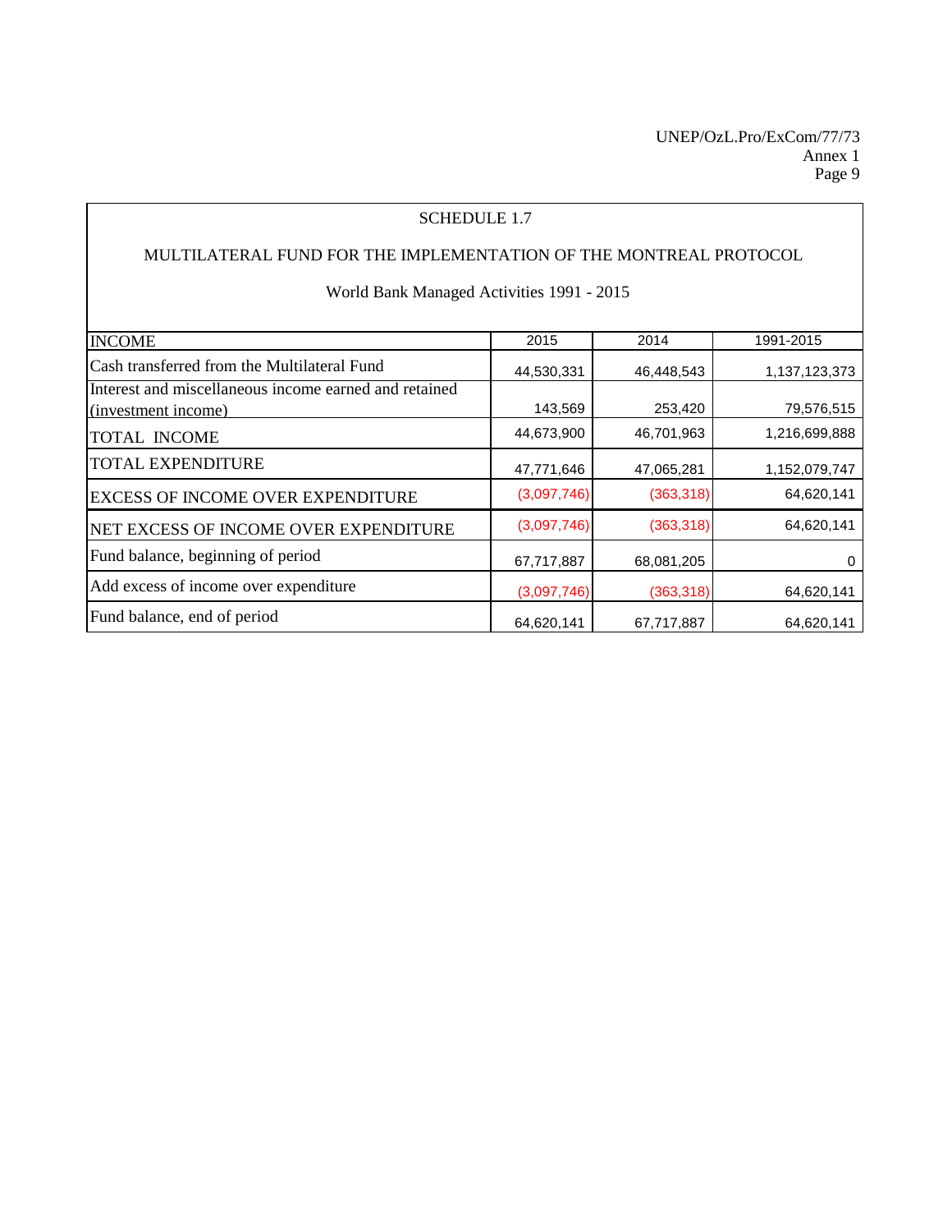SCHEDULE 1.7

MULTILATERAL FUND FOR THE IMPLEMENTATION OF THE MONTREAL PROTOCOL

World Bank Managed Activities 1991 - 2015

| INCOME | 2015 | 2014 | 1991-2015 |
|---|---|---|---|
| Cash transferred from the Multilateral Fund | 44,530,331 | 46,448,543 | 1,137,123,373 |
| Interest and miscellaneous income earned and retained (investment income) | 143,569 | 253,420 | 79,576,515 |
| TOTAL INCOME | 44,673,900 | 46,701,963 | 1,216,699,888 |
| TOTAL EXPENDITURE | 47,771,646 | 47,065,281 | 1,152,079,747 |
| EXCESS OF INCOME OVER EXPENDITURE | (3,097,746) | (363,318) | 64,620,141 |
| NET EXCESS OF INCOME OVER EXPENDITURE | (3,097,746) | (363,318) | 64,620,141 |
| Fund balance, beginning of period | 67,717,887 | 68,081,205 | 0 |
| Add excess of income over expenditure | (3,097,746) | (363,318) | 64,620,141 |
| Fund balance, end of period | 64,620,141 | 67,717,887 | 64,620,141 |